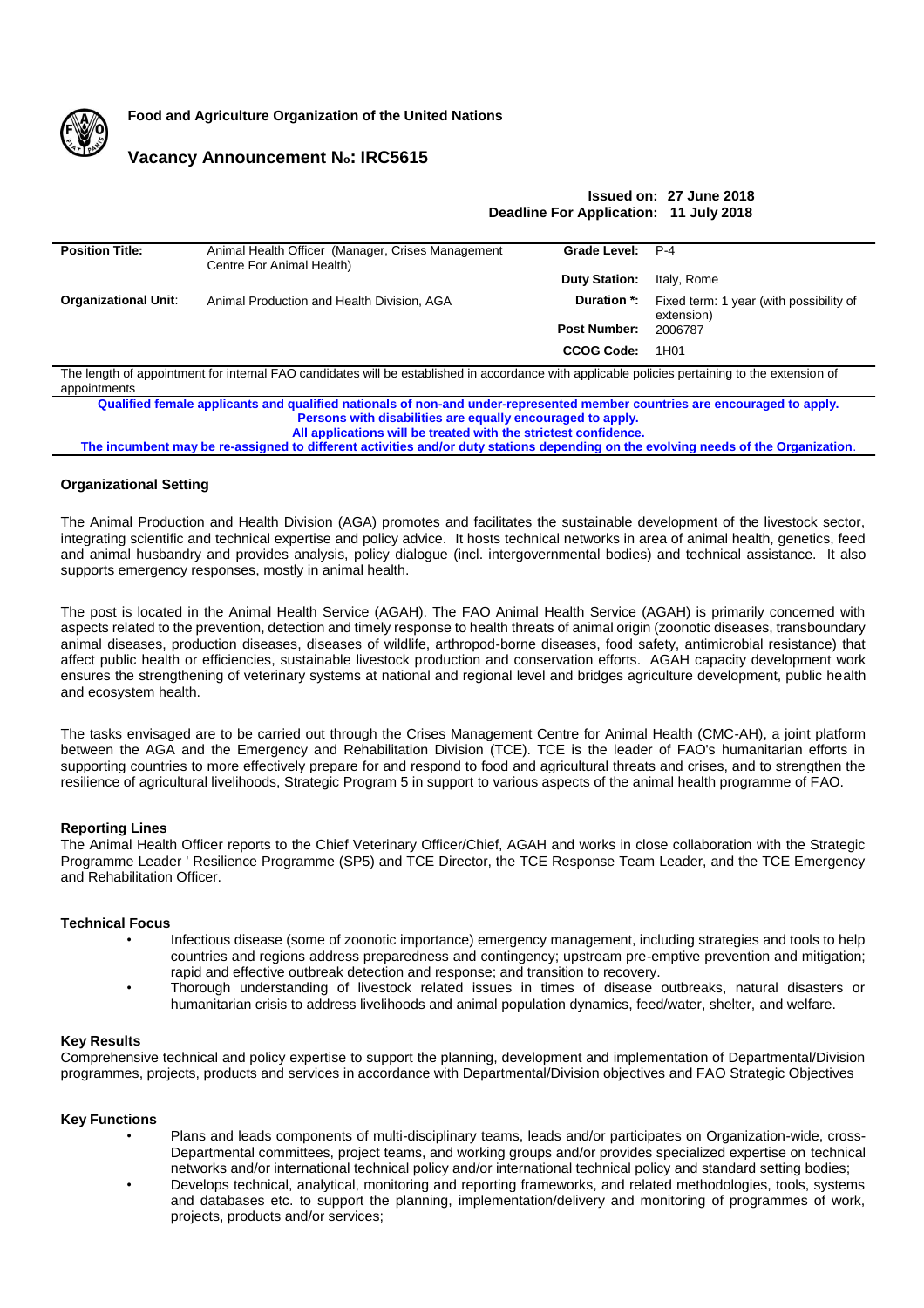**Food and Agriculture Organization of the United Nations**

# Vacancy Announcement No: IRC5615

**Issued on: 27 June 2018**
**Deadline For Application: 11 July 2018**

| | | | |
|---|---|---|---|
| **Position Title:** | Animal Health Officer (Manager, Crises Management Centre For Animal Health) | **Grade Level:** | P-4 |
| | | **Duty Station:** | Italy, Rome |
| **Organizational Unit:** | Animal Production and Health Division, AGA | **Duration \*:** | Fixed term: 1 year (with possibility of extension) |
| | | **Post Number:** | 2006787 |
| | | **CCOG Code:** | 1H01 |

The length of appointment for internal FAO candidates will be established in accordance with applicable policies pertaining to the extension of appointments

**Qualified female applicants and qualified nationals of non-and under-represented member countries are encouraged to apply.**
**Persons with disabilities are equally encouraged to apply.**
**All applications will be treated with the strictest confidence.**
**The incumbent may be re-assigned to different activities and/or duty stations depending on the evolving needs of the Organization**.

### Organizational Setting

The Animal Production and Health Division (AGA) promotes and facilitates the sustainable development of the livestock sector, integrating scientific and technical expertise and policy advice. It hosts technical networks in area of animal health, genetics, feed and animal husbandry and provides analysis, policy dialogue (incl. intergovernmental bodies) and technical assistance. It also supports emergency responses, mostly in animal health.

The post is located in the Animal Health Service (AGAH). The FAO Animal Health Service (AGAH) is primarily concerned with aspects related to the prevention, detection and timely response to health threats of animal origin (zoonotic diseases, transboundary animal diseases, production diseases, diseases of wildlife, arthropod-borne diseases, food safety, antimicrobial resistance) that affect public health or efficiencies, sustainable livestock production and conservation efforts. AGAH capacity development work ensures the strengthening of veterinary systems at national and regional level and bridges agriculture development, public health and ecosystem health.

The tasks envisaged are to be carried out through the Crises Management Centre for Animal Health (CMC-AH), a joint platform between the AGA and the Emergency and Rehabilitation Division (TCE). TCE is the leader of FAO's humanitarian efforts in supporting countries to more effectively prepare for and respond to food and agricultural threats and crises, and to strengthen the resilience of agricultural livelihoods, Strategic Program 5 in support to various aspects of the animal health programme of FAO.

### Reporting Lines

The Animal Health Officer reports to the Chief Veterinary Officer/Chief, AGAH and works in close collaboration with the Strategic Programme Leader ' Resilience Programme (SP5) and TCE Director, the TCE Response Team Leader, and the TCE Emergency and Rehabilitation Officer.

### Technical Focus

- Infectious disease (some of zoonotic importance) emergency management, including strategies and tools to help countries and regions address preparedness and contingency; upstream pre-emptive prevention and mitigation; rapid and effective outbreak detection and response; and transition to recovery.
- Thorough understanding of livestock related issues in times of disease outbreaks, natural disasters or humanitarian crisis to address livelihoods and animal population dynamics, feed/water, shelter, and welfare.

### Key Results

Comprehensive technical and policy expertise to support the planning, development and implementation of Departmental/Division programmes, projects, products and services in accordance with Departmental/Division objectives and FAO Strategic Objectives

### Key Functions

- Plans and leads components of multi-disciplinary teams, leads and/or participates on Organization-wide, cross-Departmental committees, project teams, and working groups and/or provides specialized expertise on technical networks and/or international technical policy and/or international technical policy and standard setting bodies;
- Develops technical, analytical, monitoring and reporting frameworks, and related methodologies, tools, systems and databases etc. to support the planning, implementation/delivery and monitoring of programmes of work, projects, products and/or services;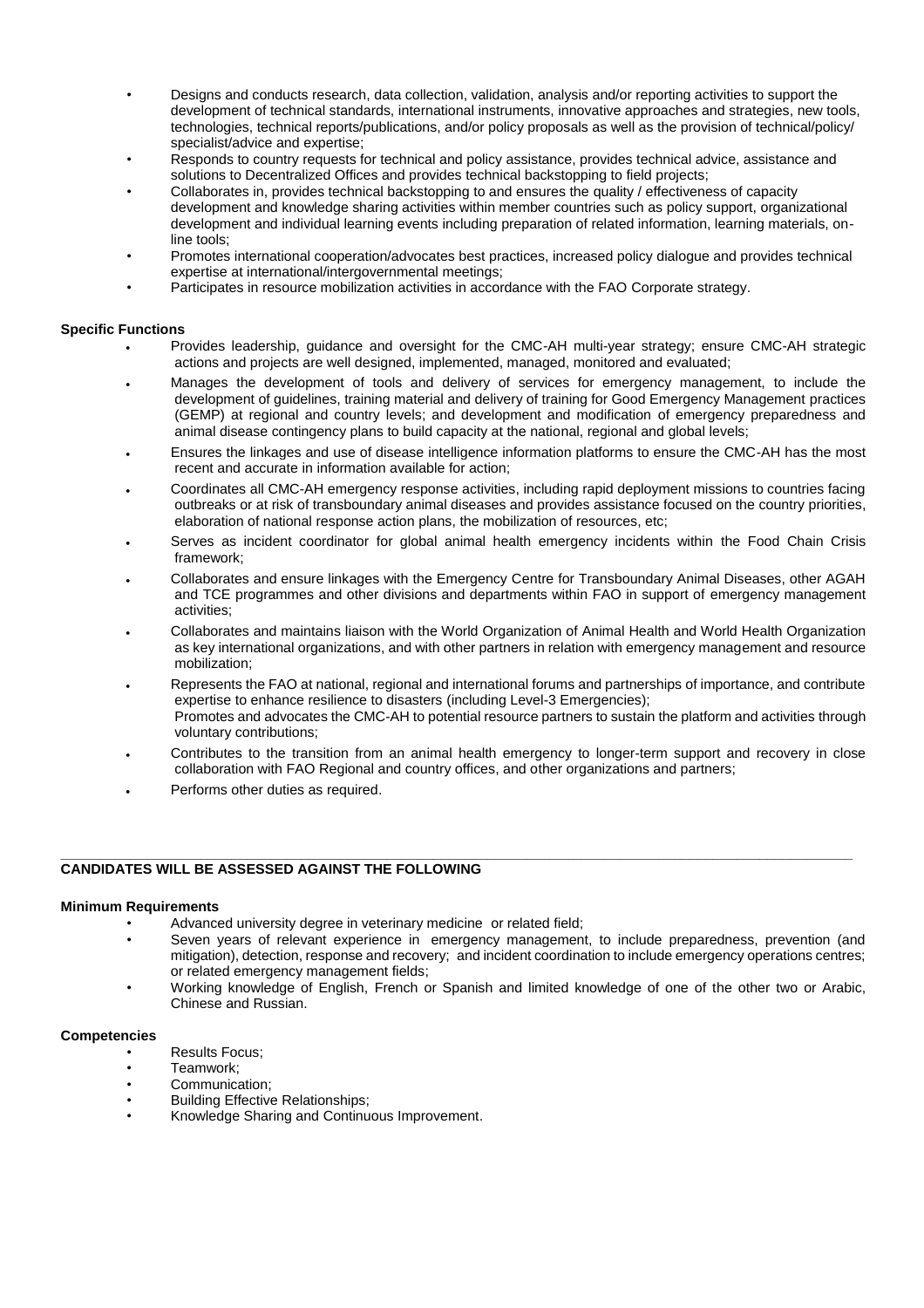- Designs and conducts research, data collection, validation, analysis and/or reporting activities to support the development of technical standards, international instruments, innovative approaches and strategies, new tools, technologies, technical reports/publications, and/or policy proposals as well as the provision of technical/policy/ specialist/advice and expertise;
- Responds to country requests for technical and policy assistance, provides technical advice, assistance and solutions to Decentralized Offices and provides technical backstopping to field projects;
- Collaborates in, provides technical backstopping to and ensures the quality / effectiveness of capacity development and knowledge sharing activities within member countries such as policy support, organizational development and individual learning events including preparation of related information, learning materials, on-line tools;
- Promotes international cooperation/advocates best practices, increased policy dialogue and provides technical expertise at international/intergovernmental meetings;
- Participates in resource mobilization activities in accordance with the FAO Corporate strategy.

**Specific Functions**

- Provides leadership, guidance and oversight for the CMC-AH multi-year strategy; ensure CMC-AH strategic actions and projects are well designed, implemented, managed, monitored and evaluated;
- Manages the development of tools and delivery of services for emergency management, to include the development of guidelines, training material and delivery of training for Good Emergency Management practices (GEMP) at regional and country levels; and development and modification of emergency preparedness and animal disease contingency plans to build capacity at the national, regional and global levels;
- Ensures the linkages and use of disease intelligence information platforms to ensure the CMC-AH has the most recent and accurate in information available for action;
- Coordinates all CMC-AH emergency response activities, including rapid deployment missions to countries facing outbreaks or at risk of transboundary animal diseases and provides assistance focused on the country priorities, elaboration of national response action plans, the mobilization of resources, etc;
- Serves as incident coordinator for global animal health emergency incidents within the Food Chain Crisis framework;
- Collaborates and ensure linkages with the Emergency Centre for Transboundary Animal Diseases, other AGAH and TCE programmes and other divisions and departments within FAO in support of emergency management activities;
- Collaborates and maintains liaison with the World Organization of Animal Health and World Health Organization as key international organizations, and with other partners in relation with emergency management and resource mobilization;
- Represents the FAO at national, regional and international forums and partnerships of importance, and contribute expertise to enhance resilience to disasters (including Level-3 Emergencies);
  Promotes and advocates the CMC-AH to potential resource partners to sustain the platform and activities through voluntary contributions;
- Contributes to the transition from an animal health emergency to longer-term support and recovery in close collaboration with FAO Regional and country offices, and other organizations and partners;
- Performs other duties as required.

---

**CANDIDATES WILL BE ASSESSED AGAINST THE FOLLOWING**

**Minimum Requirements**

- Advanced university degree in veterinary medicine or related field;
- Seven years of relevant experience in emergency management, to include preparedness, prevention (and mitigation), detection, response and recovery; and incident coordination to include emergency operations centres; or related emergency management fields;
- Working knowledge of English, French or Spanish and limited knowledge of one of the other two or Arabic, Chinese and Russian.

**Competencies**

- Results Focus;
- Teamwork;
- Communication;
- Building Effective Relationships;
- Knowledge Sharing and Continuous Improvement.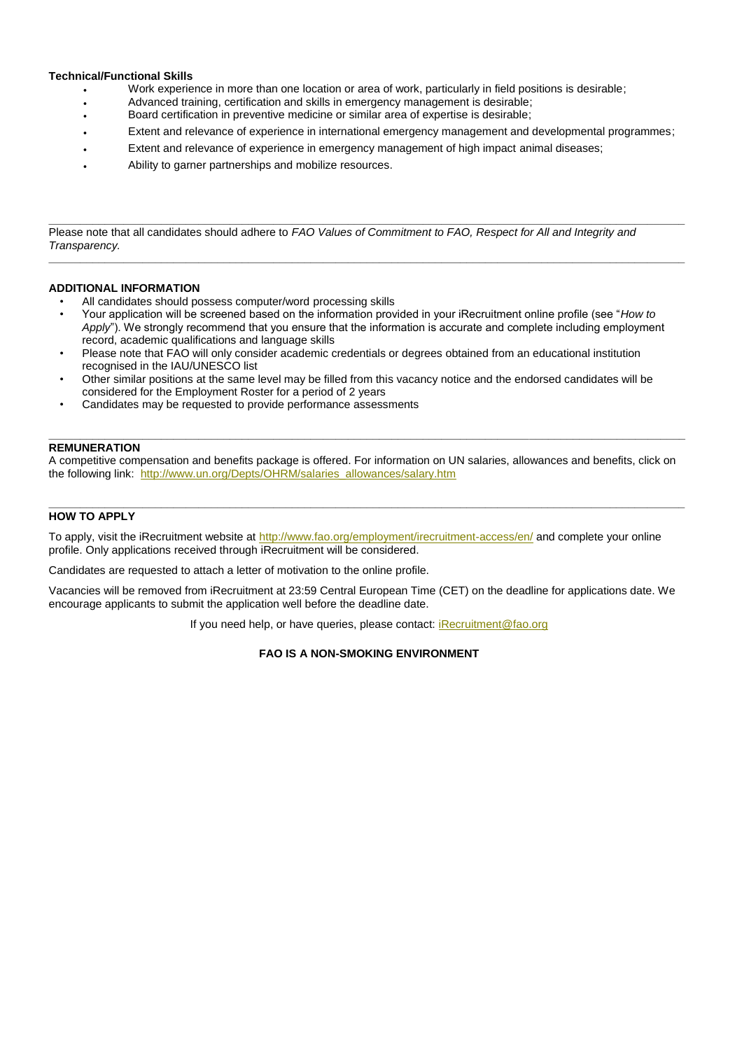**Technical/Functional Skills**

- Work experience in more than one location or area of work, particularly in field positions is desirable;
- Advanced training, certification and skills in emergency management is desirable;
- Board certification in preventive medicine or similar area of expertise is desirable;
- Extent and relevance of experience in international emergency management and developmental programmes;
- Extent and relevance of experience in emergency management of high impact animal diseases;
- Ability to garner partnerships and mobilize resources.

---

Please note that all candidates should adhere to *FAO Values of Commitment to FAO, Respect for All and Integrity and Transparency.*

---

**ADDITIONAL INFORMATION**

- All candidates should possess computer/word processing skills
- Your application will be screened based on the information provided in your iRecruitment online profile (see "*How to Apply*"). We strongly recommend that you ensure that the information is accurate and complete including employment record, academic qualifications and language skills
- Please note that FAO will only consider academic credentials or degrees obtained from an educational institution recognised in the IAU/UNESCO list
- Other similar positions at the same level may be filled from this vacancy notice and the endorsed candidates will be considered for the Employment Roster for a period of 2 years
- Candidates may be requested to provide performance assessments

---

**REMUNERATION**

A competitive compensation and benefits package is offered. For information on UN salaries, allowances and benefits, click on the following link: http://www.un.org/Depts/OHRM/salaries_allowances/salary.htm

---

**HOW TO APPLY**

To apply, visit the iRecruitment website at http://www.fao.org/employment/irecruitment-access/en/ and complete your online profile. Only applications received through iRecruitment will be considered.

Candidates are requested to attach a letter of motivation to the online profile.

Vacancies will be removed from iRecruitment at 23:59 Central European Time (CET) on the deadline for applications date. We encourage applicants to submit the application well before the deadline date.

If you need help, or have queries, please contact: iRecruitment@fao.org

**FAO IS A NON-SMOKING ENVIRONMENT**